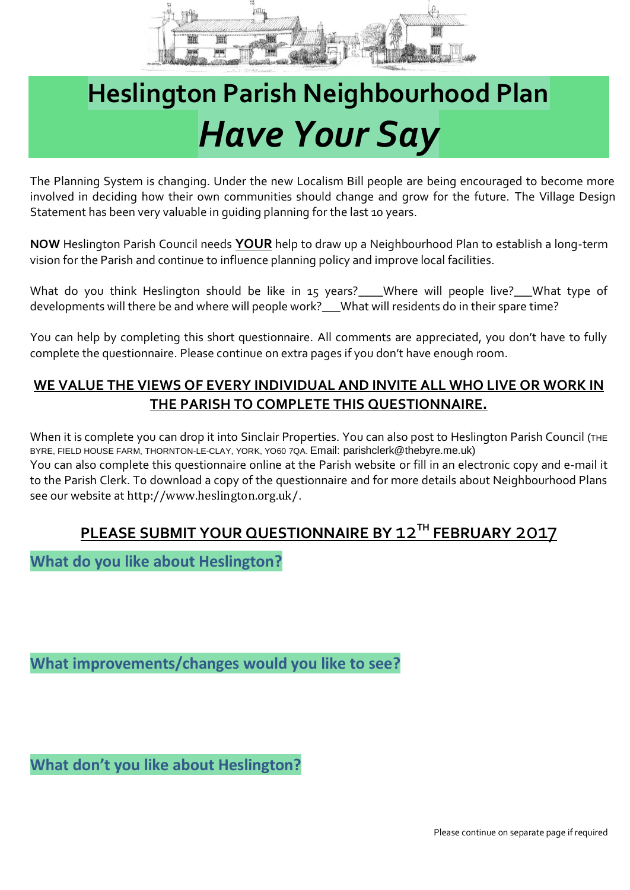# Heslington Parish Neighbourhood Plan

## *Have Your Say*

The Planning System is changing. Under the new Localism Bill people are being encouraged to become more involved in deciding how their own communities should change and grow for the future. The Village Design Statement has been very valuable in guiding planning for the last 10 years.

**NOW** Heslington Parish Council needs **YOUR** help to draw up a Neighbourhood Plan to establish a long-term vision for the Parish and continue to influence planning policy and improve local facilities.

What do you think Heslington should be like in 15 years?____Where will people live?___What type of developments will there be and where will people work?___What will residents do in their spare time?

You can help by completing this short questionnaire. All comments are appreciated, you don't have to fully complete the questionnaire. Please continue on extra pages if you don't have enough room.

**WE VALUE THE VIEWS OF EVERY INDIVIDUAL AND INVITE ALL WHO LIVE OR WORK IN THE PARISH TO COMPLETE THIS QUESTIONNAIRE.**

When it is complete you can drop it into Sinclair Properties. You can also post to Heslington Parish Council (THE BYRE, FIELD HOUSE FARM, THORNTON-LE-CLAY, YORK, YO60 7QA. Email: parishclerk@thebyre.me.uk)
You can also complete this questionnaire online at the Parish website or fill in an electronic copy and e-mail it to the Parish Clerk. To download a copy of the questionnaire and for more details about Neighbourhood Plans see our website at http://www.heslington.org.uk/.

**PLEASE SUBMIT YOUR QUESTIONNAIRE BY 12TH FEBRUARY 2017**

### What do you like about Heslington?

### What improvements/changes would you like to see?

### What don't you like about Heslington?

Please continue on separate page if required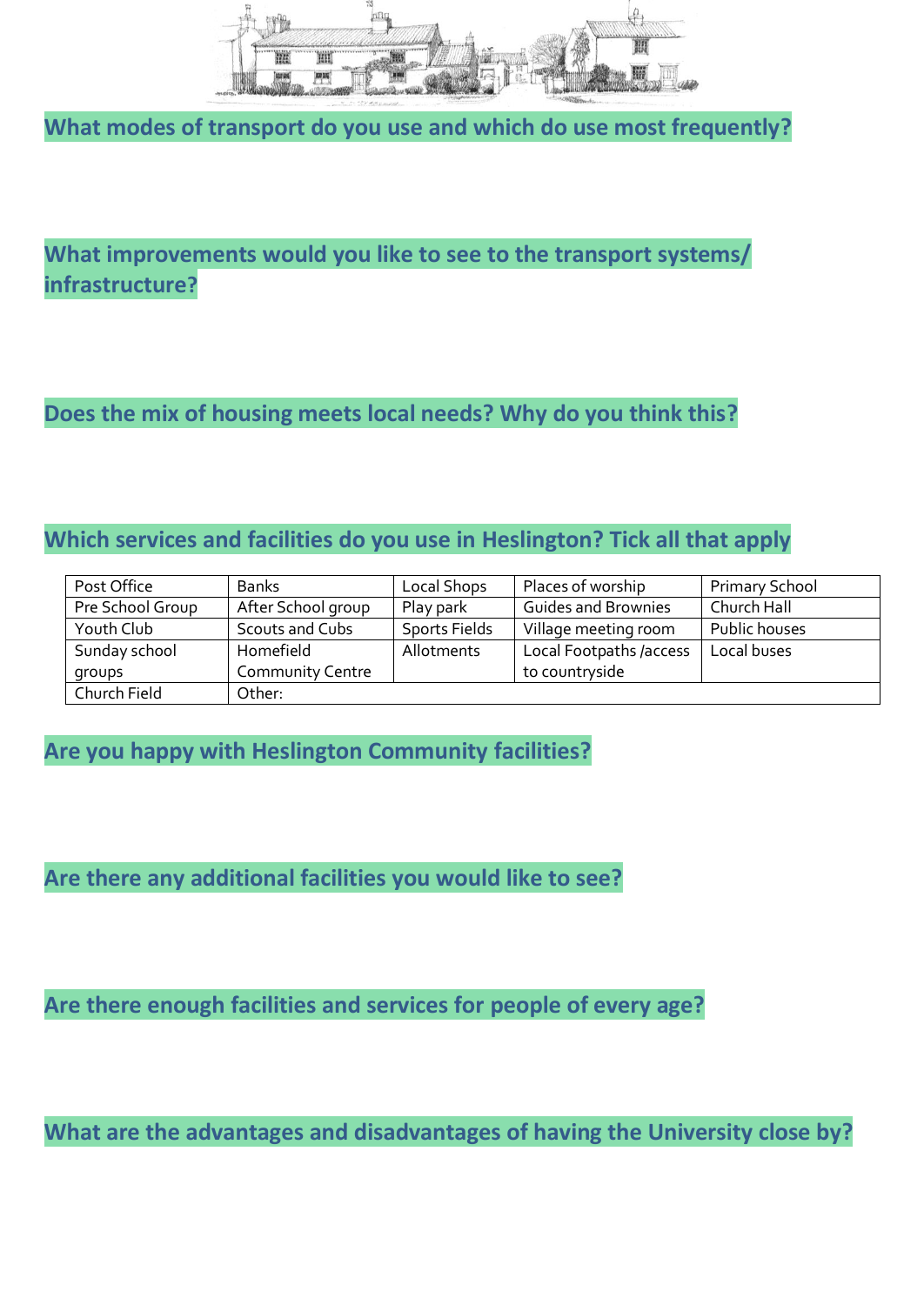## What modes of transport do you use and which do use most frequently?

## What improvements would you like to see to the transport systems/ infrastructure?

## Does the mix of housing meets local needs? Why do you think this?

## Which services and facilities do you use in Heslington? Tick all that apply

| | | | | |
|---|---|---|---|---|
| Post Office | Banks | Local Shops | Places of worship | Primary School |
| Pre School Group | After School group | Play park | Guides and Brownies | Church Hall |
| Youth Club | Scouts and Cubs | Sports Fields | Village meeting room | Public houses |
| Sunday school groups | Homefield Community Centre | Allotments | Local Footpaths /access to countryside | Local buses |
| Church Field | Other: | | | |

## Are you happy with Heslington Community facilities?

## Are there any additional facilities you would like to see?

## Are there enough facilities and services for people of every age?

## What are the advantages and disadvantages of having the University close by?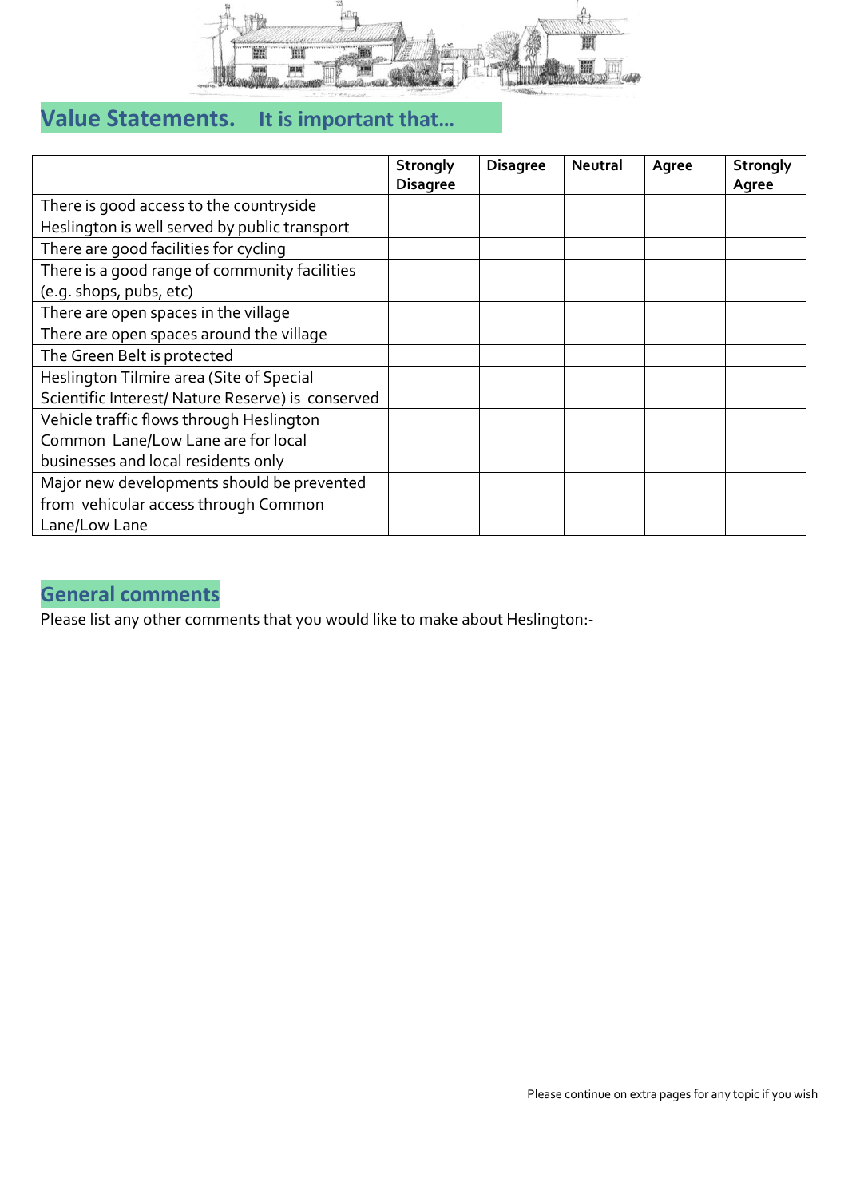## Value Statements. It is important that...

| | Strongly Disagree | Disagree | Neutral | Agree | Strongly Agree |
|---|---|---|---|---|---|
| There is good access to the countryside | | | | | |
| Heslington is well served by public transport | | | | | |
| There are good facilities for cycling | | | | | |
| There is a good range of community facilities (e.g. shops, pubs, etc) | | | | | |
| There are open spaces in the village | | | | | |
| There are open spaces around the village | | | | | |
| The Green Belt is protected | | | | | |
| Heslington Tilmire area (Site of Special Scientific Interest/ Nature Reserve) is conserved | | | | | |
| Vehicle traffic flows through Heslington Common Lane/Low Lane are for local businesses and local residents only | | | | | |
| Major new developments should be prevented from vehicular access through Common Lane/Low Lane | | | | | |

## General comments

Please list any other comments that you would like to make about Heslington:-

Please continue on extra pages for any topic if you wish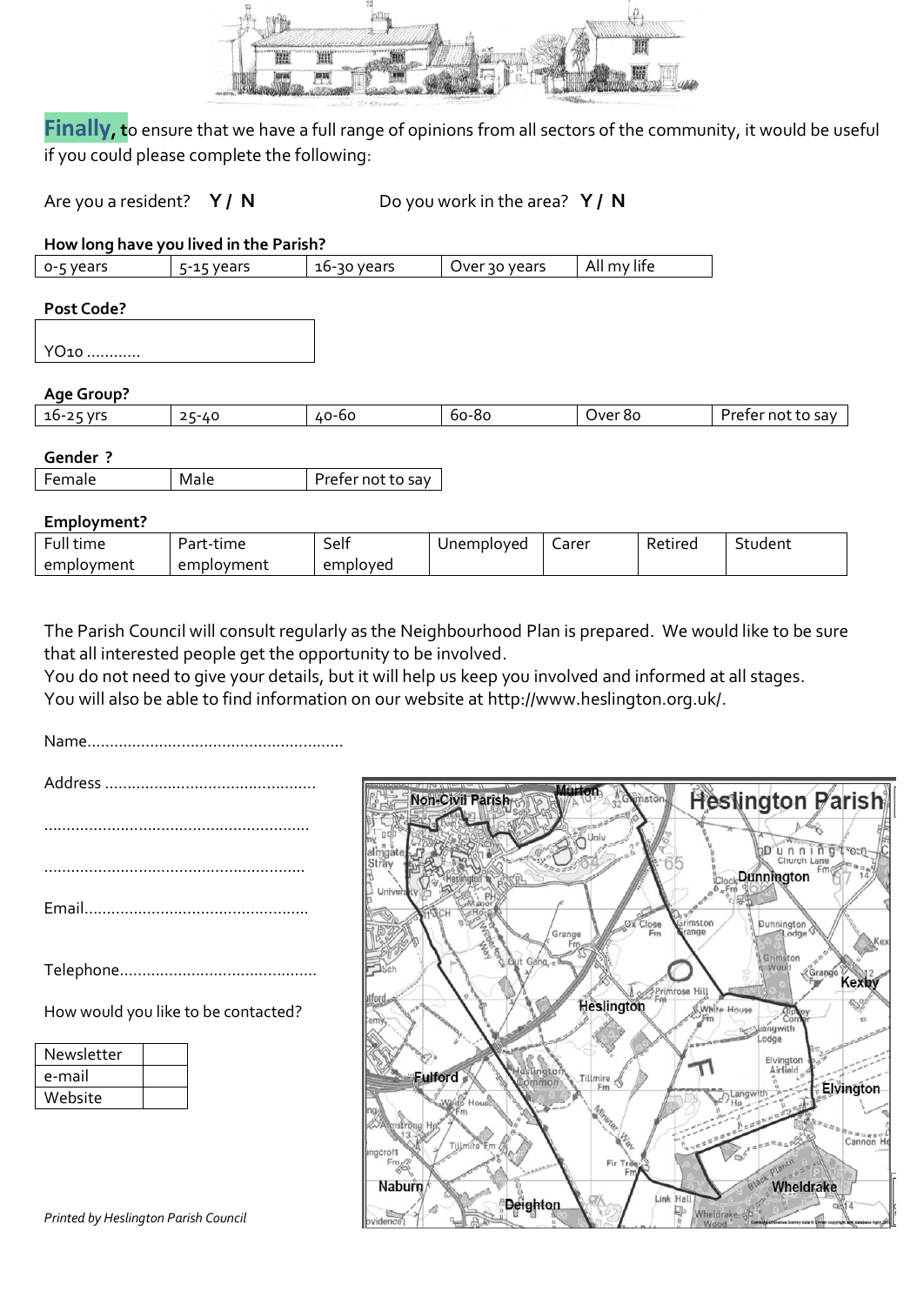**Finally,** to ensure that we have a full range of opinions from all sectors of the community, it would be useful if you could please complete the following:

Are you a resident? **Y / N**

Do you work in the area? **Y / N**

**How long have you lived in the Parish?**

| | | | | |
|---|---|---|---|---|
| 0-5 years | 5-15 years | 16-30 years | Over 30 years | All my life |

**Post Code?**

YO10 ............

**Age Group?**

| | | | | | |
|---|---|---|---|---|---|
| 16-25 yrs | 25-40 | 40-60 | 60-80 | Over 80 | Prefer not to say |

**Gender ?**

| | | |
|---|---|---|
| Female | Male | Prefer not to say |

**Employment?**

| | | | | | | |
|---|---|---|---|---|---|---|
| Full time employment | Part-time employment | Self employed | Unemployed | Carer | Retired | Student |

The Parish Council will consult regularly as the Neighbourhood Plan is prepared. We would like to be sure that all interested people get the opportunity to be involved.
You do not need to give your details, but it will help us keep you involved and informed at all stages.
You will also be able to find information on our website at http://www.heslington.org.uk/.

Name........................................................

Address ..............................................

..........................................................

.........................................................

Email.................................................

Telephone...........................................

How would you like to be contacted?

| | |
|---|---|
| Newsletter | |
| e-mail | |
| Website | |

Heslington Parish

Non-Civil Parish

*Printed by Heslington Parish Council*